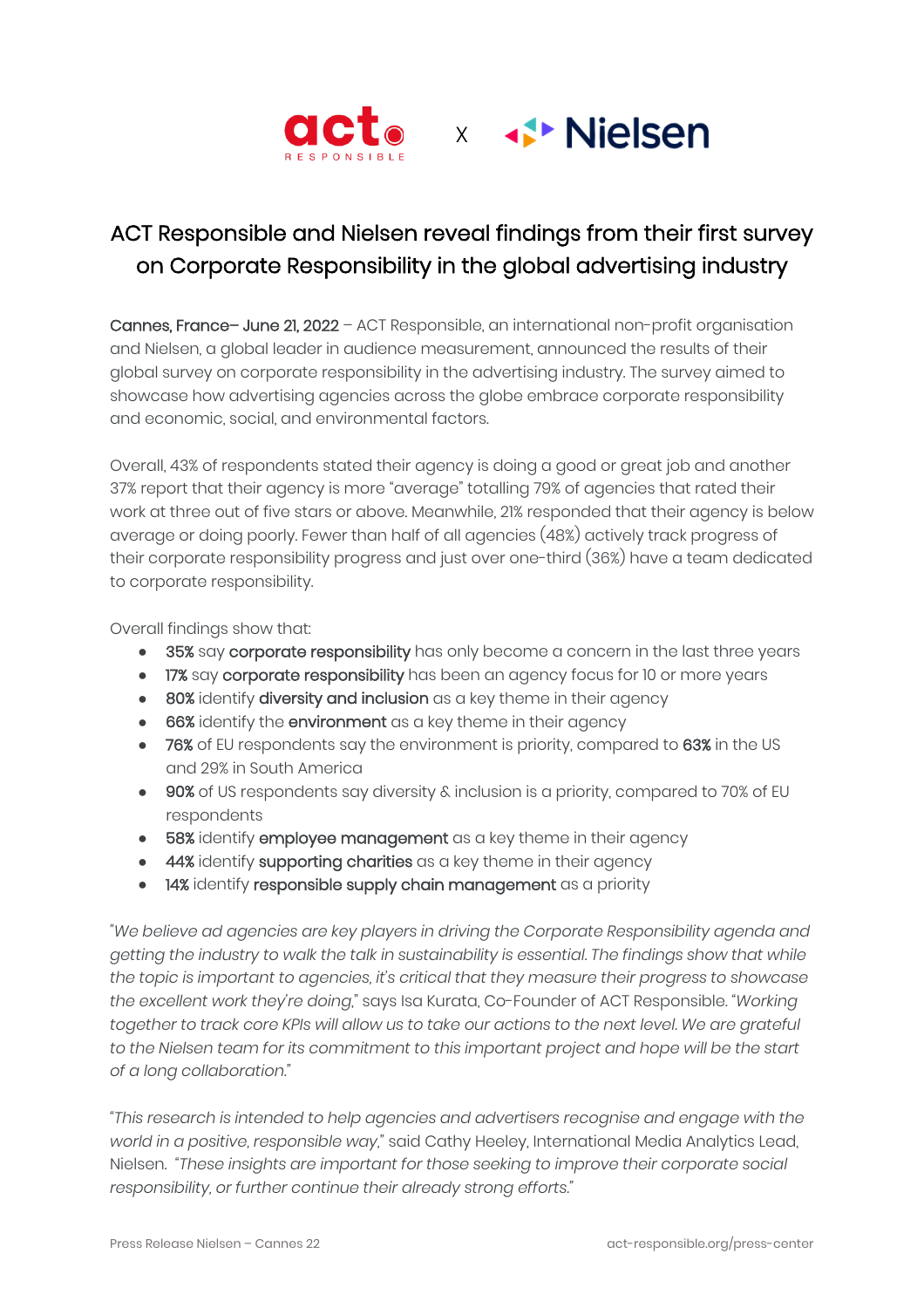act RESPONSIBLE x Nielsen

# ACT Responsible and Nielsen reveal findings from their first survey on Corporate Responsibility in the global advertising industry

**Cannes, France– June 21, 2022** – ACT Responsible, an international non-profit organisation and Nielsen, a global leader in audience measurement, announced the results of their global survey on corporate responsibility in the advertising industry. The survey aimed to showcase how advertising agencies across the globe embrace corporate responsibility and economic, social, and environmental factors.

Overall, 43% of respondents stated their agency is doing a good or great job and another 37% report that their agency is more "average" totalling 79% of agencies that rated their work at three out of five stars or above. Meanwhile, 21% responded that their agency is below average or doing poorly. Fewer than half of all agencies (48%) actively track progress of their corporate responsibility progress and just over one-third (36%) have a team dedicated to corporate responsibility.

Overall findings show that:

- **35%** say **corporate responsibility** has only become a concern in the last three years
- **17%** say **corporate responsibility** has been an agency focus for 10 or more years
- **80%** identify **diversity and inclusion** as a key theme in their agency
- **66%** identify the **environment** as a key theme in their agency
- **76%** of EU respondents say the environment is priority, compared to **63%** in the US and 29% in South America
- **90%** of US respondents say diversity & inclusion is a priority, compared to 70% of EU respondents
- **58%** identify **employee management** as a key theme in their agency
- **44%** identify **supporting charities** as a key theme in their agency
- **14%** identify **responsible supply chain management** as a priority

"*We believe ad agencies are key players in driving the Corporate Responsibility agenda and getting the industry to walk the talk in sustainability is essential. The findings show that while the topic is important to agencies, it's critical that they measure their progress to showcase the excellent work they're doing*," says Isa Kurata, Co-Founder of ACT Responsible. "*Working together to track core KPIs will allow us to take our actions to the next level. We are grateful to the Nielsen team for its commitment to this important project and hope will be the start of a long collaboration.*"

"*This research is intended to help agencies and advertisers recognise and engage with the world in a positive, responsible way*," said Cathy Heeley, International Media Analytics Lead, Nielsen. "*These insights are important for those seeking to improve their corporate social responsibility, or further continue their already strong efforts.*"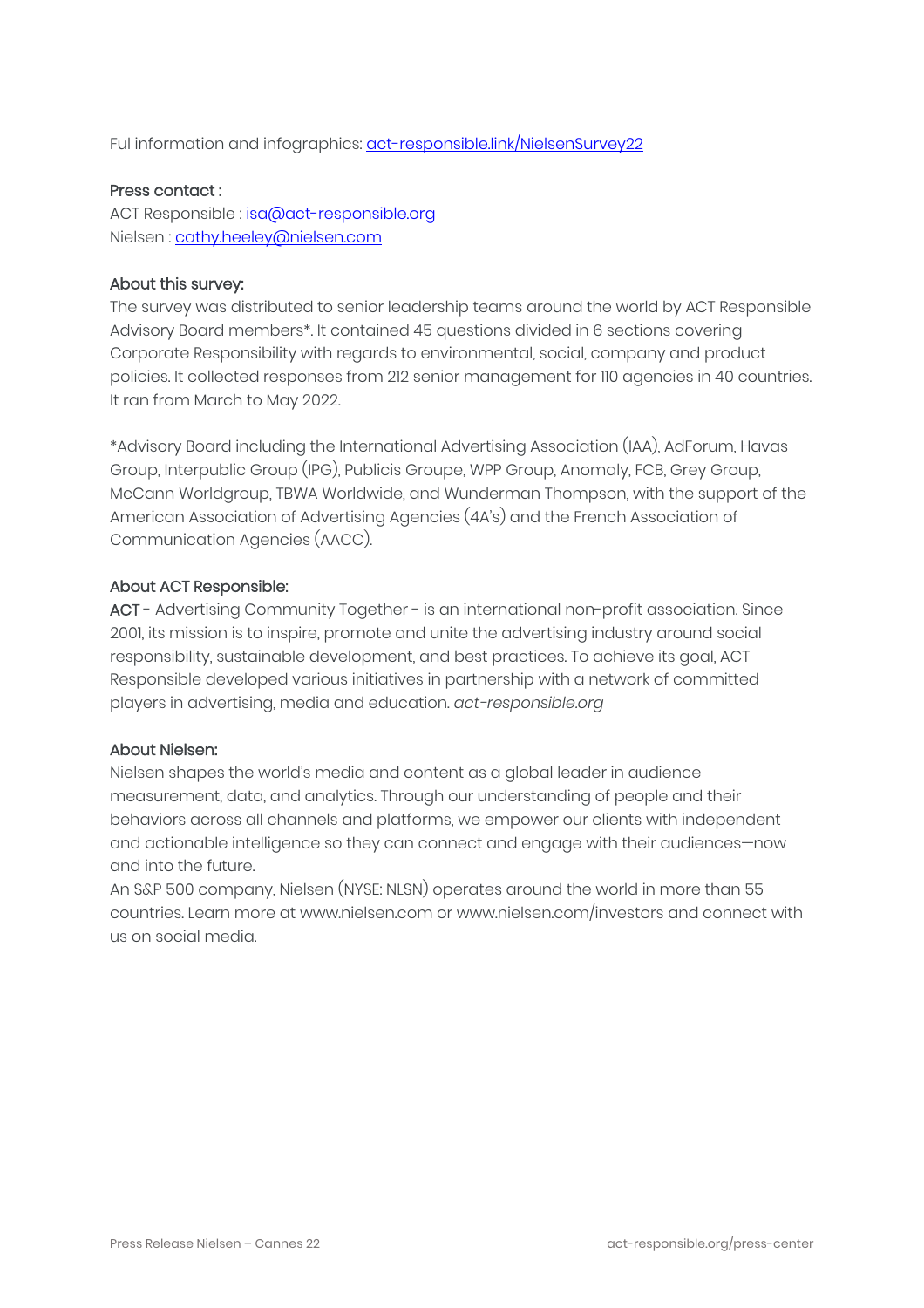Ful information and infographics: [act-responsible.link/NielsenSurvey22](act-responsible.link/NielsenSurvey22)

**Press contact :**

ACT Responsible : [isa@act-responsible.org](mailto:isa@act-responsible.org)

Nielsen : [cathy.heeley@nielsen.com](mailto:cathy.heeley@nielsen.com)

**About this survey:**

The survey was distributed to senior leadership teams around the world by ACT Responsible Advisory Board members*. It contained 45 questions divided in 6 sections covering Corporate Responsibility with regards to environmental, social, company and product policies. It collected responses from 212 senior management for 110 agencies in 40 countries. It ran from March to May 2022.

*Advisory Board including the International Advertising Association (IAA), AdForum, Havas Group, Interpublic Group (IPG), Publicis Groupe, WPP Group, Anomaly, FCB, Grey Group, McCann Worldgroup, TBWA Worldwide, and Wunderman Thompson, with the support of the American Association of Advertising Agencies (4A's) and the French Association of Communication Agencies (AACC).

**About ACT Responsible:**

**ACT** - Advertising Community Together - is an international non-profit association. Since 2001, its mission is to inspire, promote and unite the advertising industry around social responsibility, sustainable development, and best practices. To achieve its goal, ACT Responsible developed various initiatives in partnership with a network of committed players in advertising, media and education. *act-responsible.org*

**About Nielsen:**

Nielsen shapes the world's media and content as a global leader in audience measurement, data, and analytics. Through our understanding of people and their behaviors across all channels and platforms, we empower our clients with independent and actionable intelligence so they can connect and engage with their audiences—now and into the future.

An S&P 500 company, Nielsen (NYSE: NLSN) operates around the world in more than 55 countries. Learn more at www.nielsen.com or www.nielsen.com/investors and connect with us on social media.